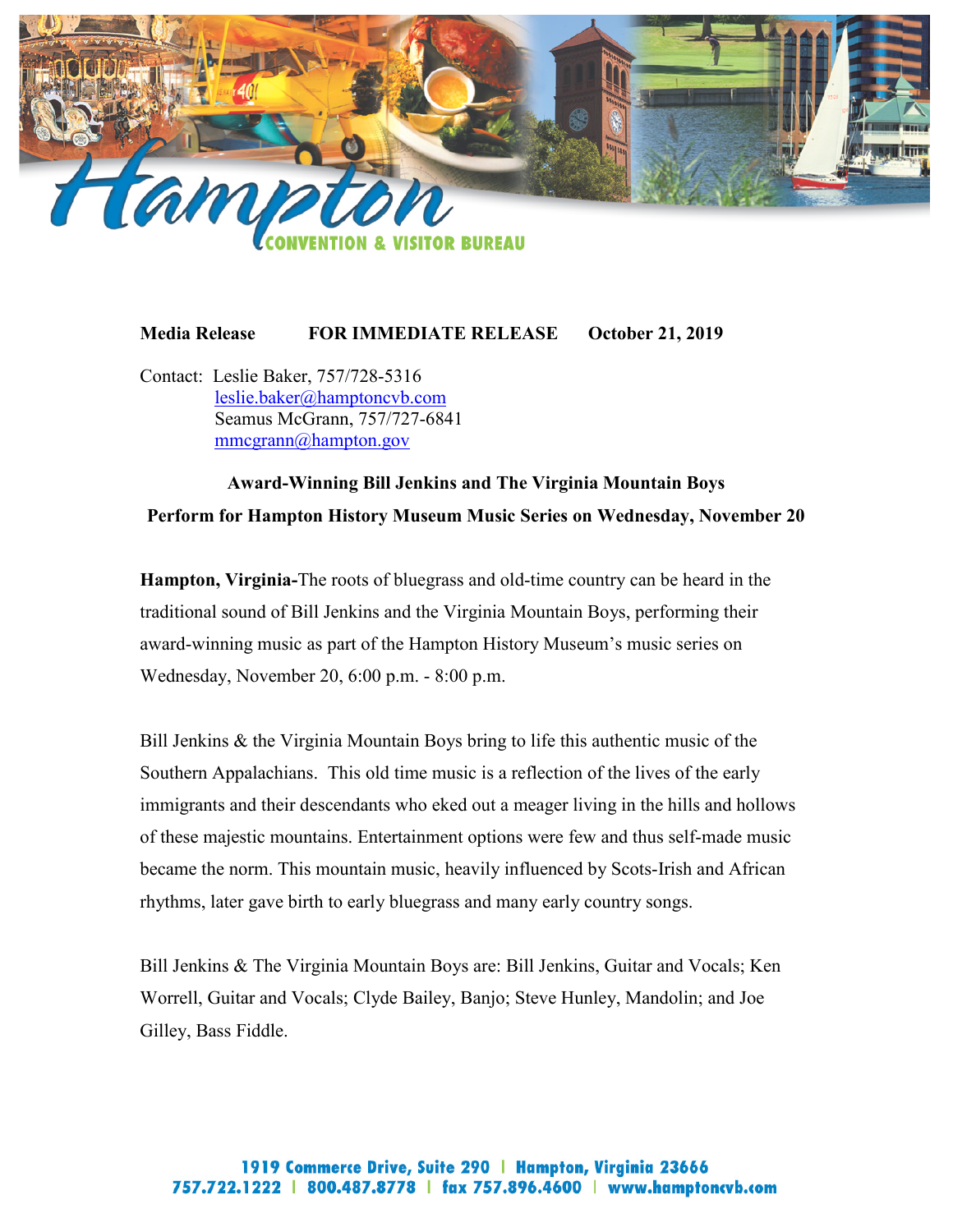**Media Release FOR IMMEDIATE RELEASE October 21, 2019**

Contact: Leslie Baker, 757/728-5316
leslie.baker@hamptoncvb.com
Seamus McGrann, 757/727-6841
mmcgrann@hampton.gov

**Award-Winning Bill Jenkins and The Virginia Mountain Boys**
**Perform for Hampton History Museum Music Series on Wednesday, November 20**

**Hampton, Virginia-**The roots of bluegrass and old-time country can be heard in the traditional sound of Bill Jenkins and the Virginia Mountain Boys, performing their award-winning music as part of the Hampton History Museum's music series on Wednesday, November 20, 6:00 p.m. - 8:00 p.m.

Bill Jenkins & the Virginia Mountain Boys bring to life this authentic music of the Southern Appalachians. This old time music is a reflection of the lives of the early immigrants and their descendants who eked out a meager living in the hills and hollows of these majestic mountains. Entertainment options were few and thus self-made music became the norm. This mountain music, heavily influenced by Scots-Irish and African rhythms, later gave birth to early bluegrass and many early country songs.

Bill Jenkins & The Virginia Mountain Boys are: Bill Jenkins, Guitar and Vocals; Ken Worrell, Guitar and Vocals; Clyde Bailey, Banjo; Steve Hunley, Mandolin; and Joe Gilley, Bass Fiddle.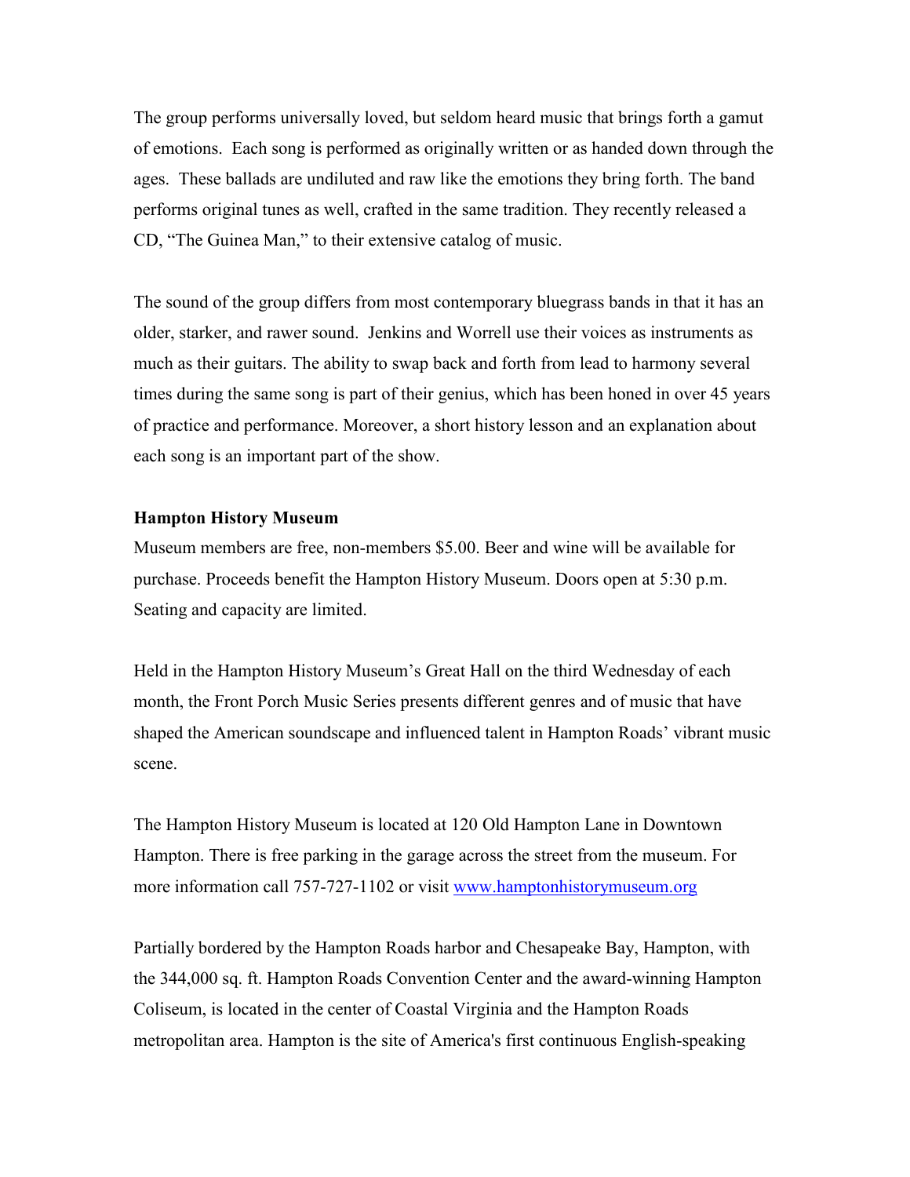The group performs universally loved, but seldom heard music that brings forth a gamut of emotions. Each song is performed as originally written or as handed down through the ages. These ballads are undiluted and raw like the emotions they bring forth. The band performs original tunes as well, crafted in the same tradition. They recently released a CD, "The Guinea Man," to their extensive catalog of music.

The sound of the group differs from most contemporary bluegrass bands in that it has an older, starker, and rawer sound. Jenkins and Worrell use their voices as instruments as much as their guitars. The ability to swap back and forth from lead to harmony several times during the same song is part of their genius, which has been honed in over 45 years of practice and performance. Moreover, a short history lesson and an explanation about each song is an important part of the show.

**Hampton History Museum**

Museum members are free, non-members $5.00. Beer and wine will be available for purchase. Proceeds benefit the Hampton History Museum. Doors open at 5:30 p.m. Seating and capacity are limited.

Held in the Hampton History Museum's Great Hall on the third Wednesday of each month, the Front Porch Music Series presents different genres and of music that have shaped the American soundscape and influenced talent in Hampton Roads' vibrant music scene.

The Hampton History Museum is located at 120 Old Hampton Lane in Downtown Hampton. There is free parking in the garage across the street from the museum. For more information call 757-727-1102 or visit [www.hamptonhistorymuseum.org](http://www.hamptonhistorymuseum.org)

Partially bordered by the Hampton Roads harbor and Chesapeake Bay, Hampton, with the 344,000 sq. ft. Hampton Roads Convention Center and the award-winning Hampton Coliseum, is located in the center of Coastal Virginia and the Hampton Roads metropolitan area. Hampton is the site of America's first continuous English-speaking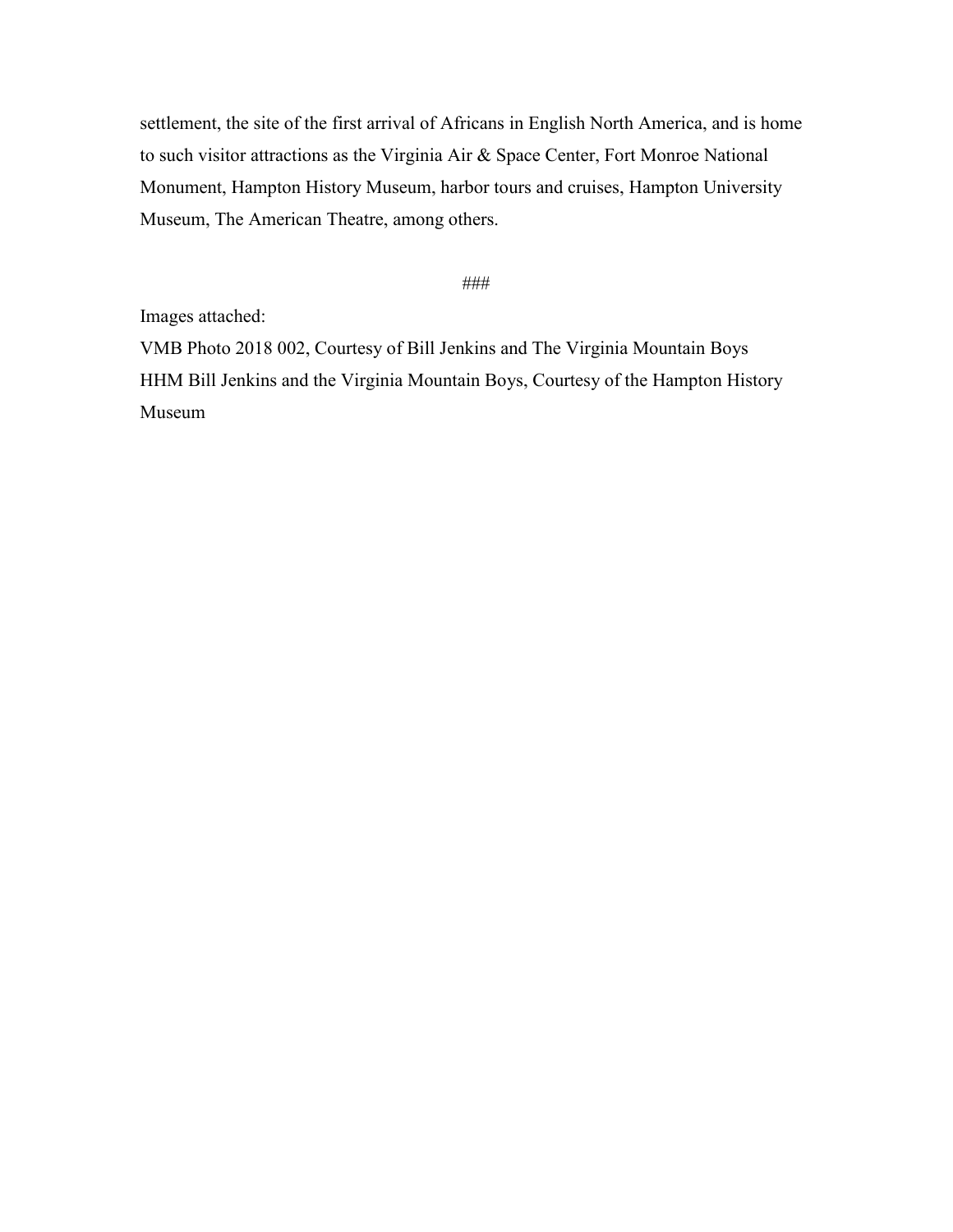settlement, the site of the first arrival of Africans in English North America, and is home to such visitor attractions as the Virginia Air & Space Center, Fort Monroe National Monument, Hampton History Museum, harbor tours and cruises, Hampton University Museum, The American Theatre, among others.

###

Images attached:

VMB Photo 2018 002, Courtesy of Bill Jenkins and The Virginia Mountain Boys

HHM Bill Jenkins and the Virginia Mountain Boys, Courtesy of the Hampton History Museum